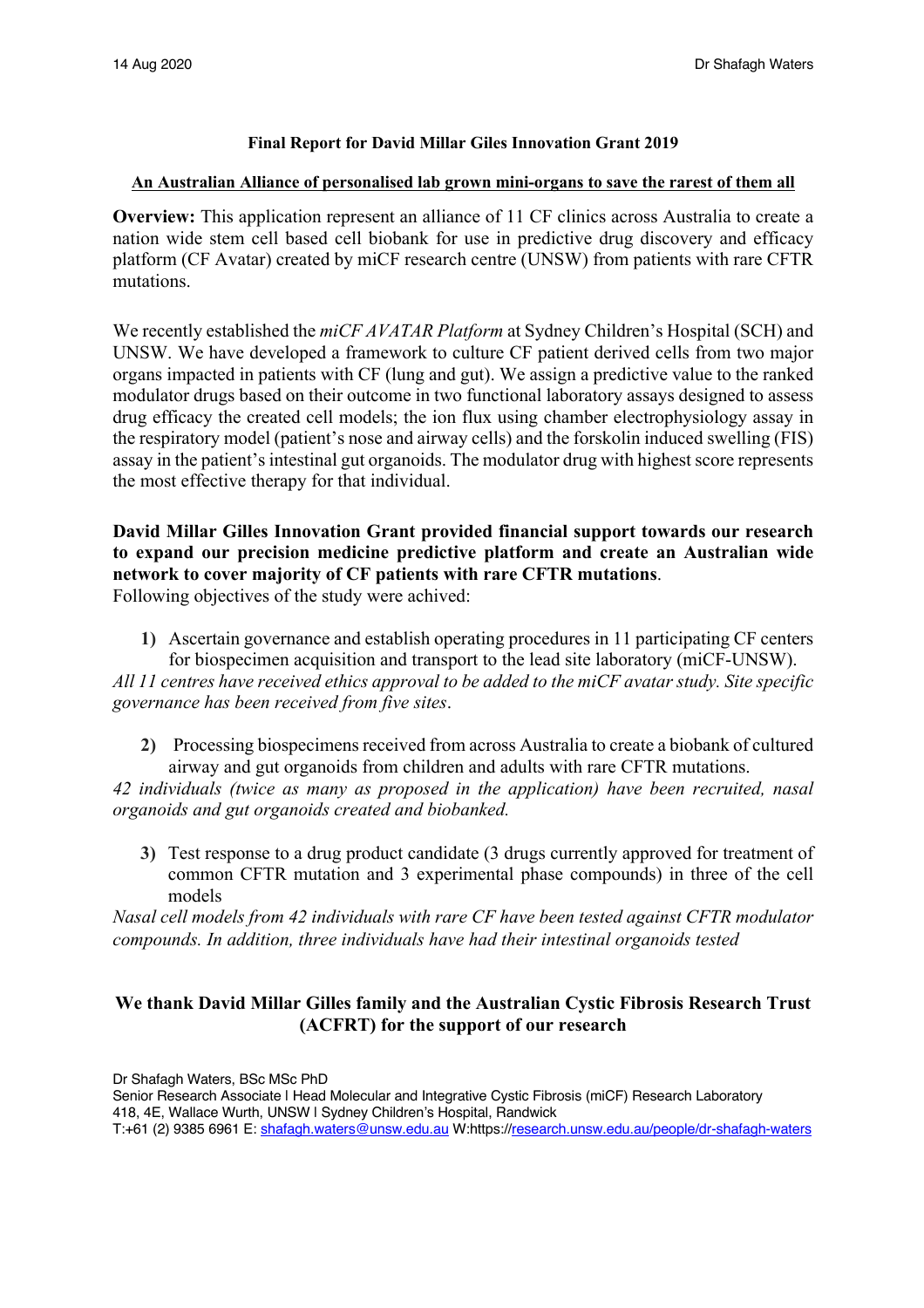14 Aug 2020 Dr Shafagh Waters

**Final Report for David Millar Giles Innovation Grant 2019**

**An Australian Alliance of personalised lab grown mini-organs to save the rarest of them all**

**Overview:** This application represent an alliance of 11 CF clinics across Australia to create a nation wide stem cell based cell biobank for use in predictive drug discovery and efficacy platform (CF Avatar) created by miCF research centre (UNSW) from patients with rare CFTR mutations.

We recently established the *miCF AVATAR Platform* at Sydney Children's Hospital (SCH) and UNSW. We have developed a framework to culture CF patient derived cells from two major organs impacted in patients with CF (lung and gut). We assign a predictive value to the ranked modulator drugs based on their outcome in two functional laboratory assays designed to assess drug efficacy the created cell models; the ion flux using chamber electrophysiology assay in the respiratory model (patient's nose and airway cells) and the forskolin induced swelling (FIS) assay in the patient's intestinal gut organoids. The modulator drug with highest score represents the most effective therapy for that individual.

**David Millar Gilles Innovation Grant provided financial support towards our research to expand our precision medicine predictive platform and create an Australian wide network to cover majority of CF patients with rare CFTR mutations**.
Following objectives of the study were achived:

1) Ascertain governance and establish operating procedures in 11 participating CF centers for biospecimen acquisition and transport to the lead site laboratory (miCF-UNSW).

*All 11 centres have received ethics approval to be added to the miCF avatar study. Site specific governance has been received from five sites*.

2) Processing biospecimens received from across Australia to create a biobank of cultured airway and gut organoids from children and adults with rare CFTR mutations.

*42 individuals (twice as many as proposed in the application) have been recruited, nasal organoids and gut organoids created and biobanked.*

3) Test response to a drug product candidate (3 drugs currently approved for treatment of common CFTR mutation and 3 experimental phase compounds) in three of the cell models

*Nasal cell models from 42 individuals with rare CF have been tested against CFTR modulator compounds. In addition, three individuals have had their intestinal organoids tested*

**We thank David Millar Gilles family and the Australian Cystic Fibrosis Research Trust (ACFRT) for the support of our research**

Dr Shafagh Waters, BSc MSc PhD
Senior Research Associate | Head Molecular and Integrative Cystic Fibrosis (miCF) Research Laboratory
418, 4E, Wallace Wurth, UNSW | Sydney Children's Hospital, Randwick
T:+61 (2) 9385 6961 E: shafagh.waters@unsw.edu.au W:https://research.unsw.edu.au/people/dr-shafagh-waters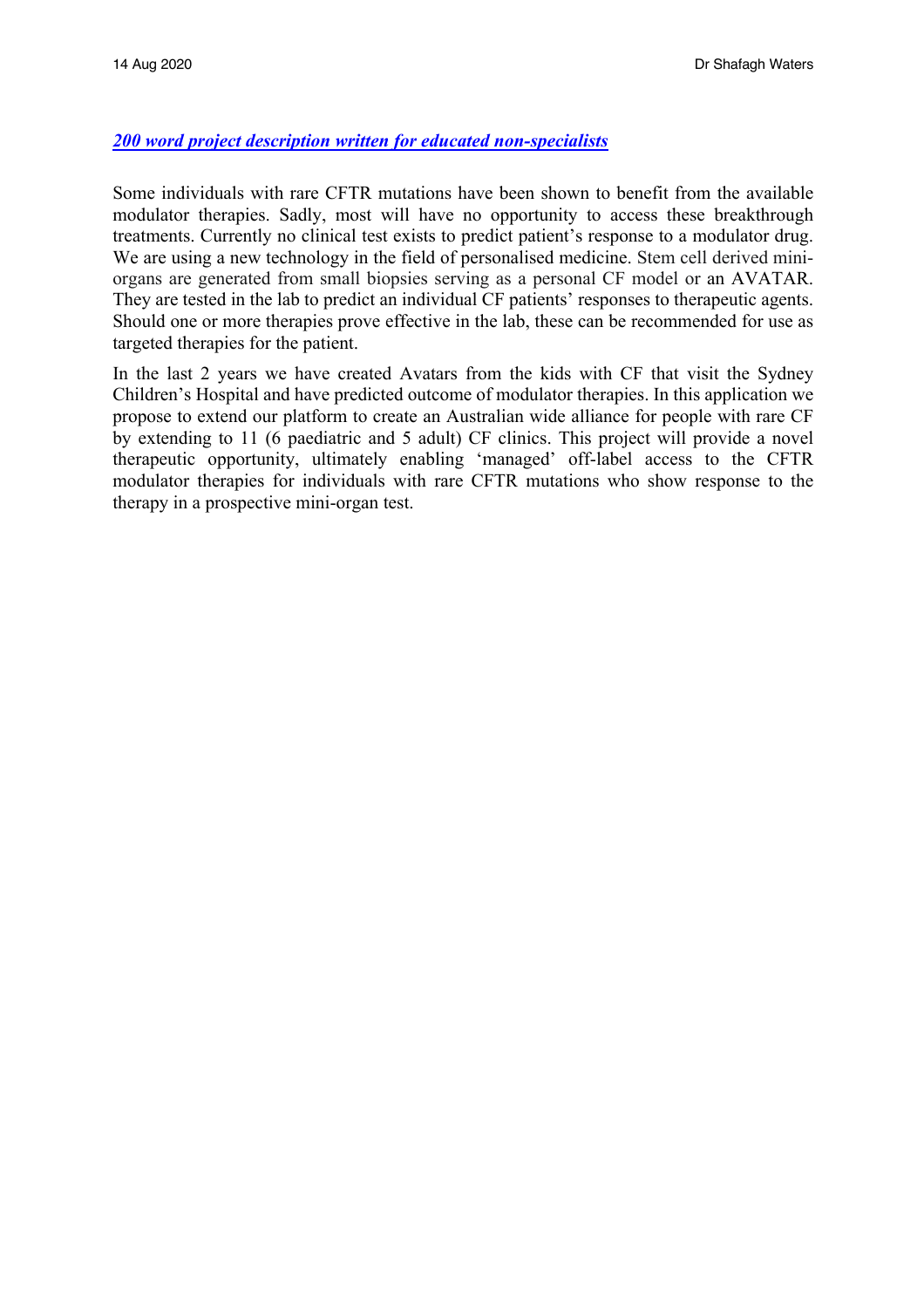***200 word project description written for educated non-specialists***

Some individuals with rare CFTR mutations have been shown to benefit from the available modulator therapies. Sadly, most will have no opportunity to access these breakthrough treatments. Currently no clinical test exists to predict patient's response to a modulator drug. We are using a new technology in the field of personalised medicine. Stem cell derived mini-organs are generated from small biopsies serving as a personal CF model or an AVATAR. They are tested in the lab to predict an individual CF patients' responses to therapeutic agents. Should one or more therapies prove effective in the lab, these can be recommended for use as targeted therapies for the patient.

In the last 2 years we have created Avatars from the kids with CF that visit the Sydney Children's Hospital and have predicted outcome of modulator therapies. In this application we propose to extend our platform to create an Australian wide alliance for people with rare CF by extending to 11 (6 paediatric and 5 adult) CF clinics. This project will provide a novel therapeutic opportunity, ultimately enabling 'managed' off-label access to the CFTR modulator therapies for individuals with rare CFTR mutations who show response to the therapy in a prospective mini-organ test.